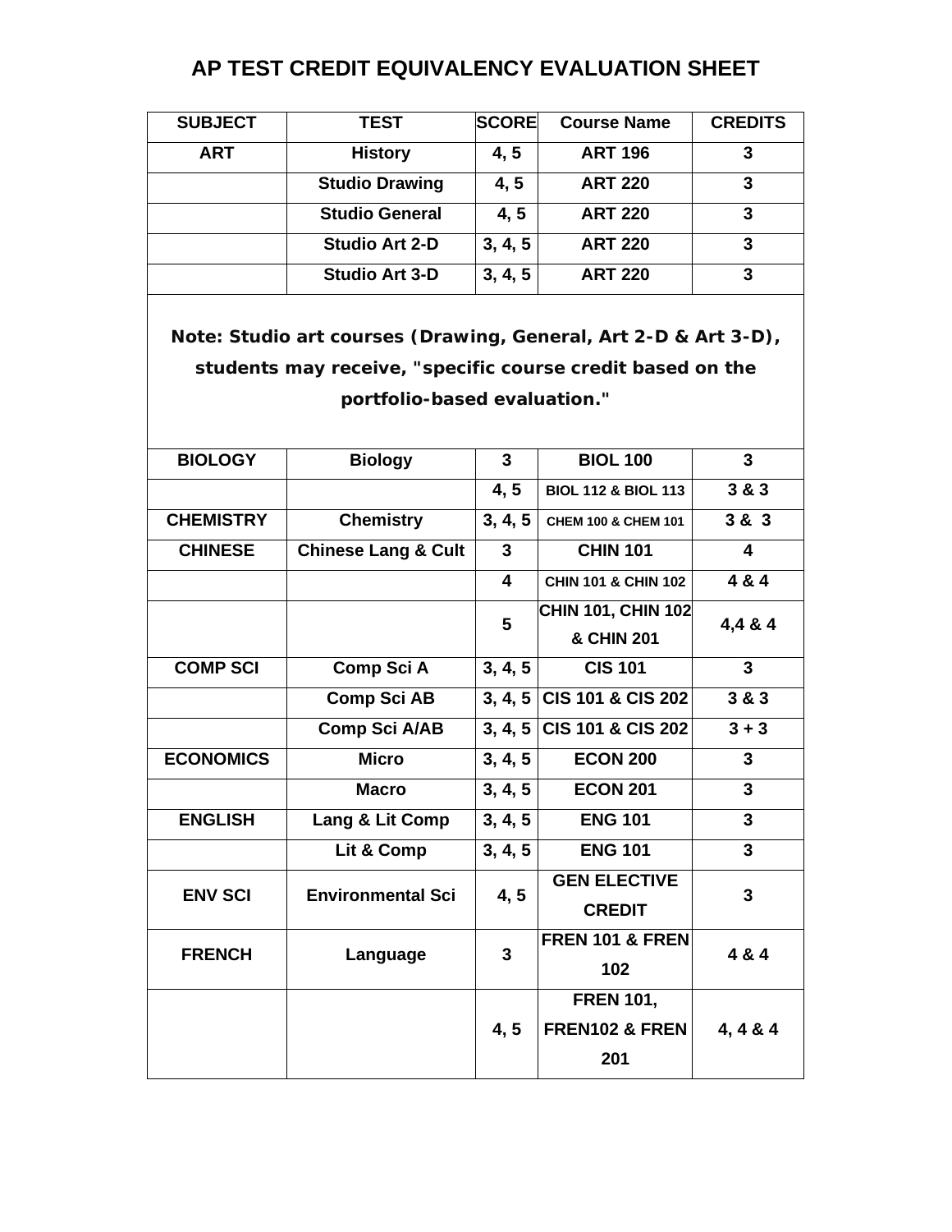# AP TEST CREDIT EQUIVALENCY EVALUATION SHEET

| SUBJECT | TEST | SCORE | Course Name | CREDITS |
|---|---|---|---|---|
| ART | History | 4, 5 | ART 196 | 3 |
| | Studio Drawing | 4, 5 | ART 220 | 3 |
| | Studio General | 4, 5 | ART 220 | 3 |
| | Studio Art 2-D | 3, 4, 5 | ART 220 | 3 |
| | Studio Art 3-D | 3, 4, 5 | ART 220 | 3 |
| Note: Studio art courses (Drawing, General, Art 2-D & Art 3-D), students may receive, "specific course credit based on the portfolio-based evaluation." | | | | |
| BIOLOGY | Biology | 3 | BIOL 100 | 3 |
| | | 4, 5 | BIOL 112 & BIOL 113 | 3 & 3 |
| CHEMISTRY | Chemistry | 3, 4, 5 | CHEM 100 & CHEM 101 | 3 & 3 |
| CHINESE | Chinese Lang & Cult | 3 | CHIN 101 | 4 |
| | | 4 | CHIN 101 & CHIN 102 | 4 & 4 |
| | | 5 | CHIN 101, CHIN 102 & CHIN 201 | 4,4 & 4 |
| COMP SCI | Comp Sci A | 3, 4, 5 | CIS 101 | 3 |
| | Comp Sci AB | 3, 4, 5 | CIS 101 & CIS 202 | 3 & 3 |
| | Comp Sci A/AB | 3, 4, 5 | CIS 101 & CIS 202 | 3 + 3 |
| ECONOMICS | Micro | 3, 4, 5 | ECON 200 | 3 |
| | Macro | 3, 4, 5 | ECON 201 | 3 |
| ENGLISH | Lang & Lit Comp | 3, 4, 5 | ENG 101 | 3 |
| | Lit & Comp | 3, 4, 5 | ENG 101 | 3 |
| ENV SCI | Environmental Sci | 4, 5 | GEN ELECTIVE CREDIT | 3 |
| FRENCH | Language | 3 | FREN 101 & FREN 102 | 4 & 4 |
| | | 4, 5 | FREN 101, FREN102 & FREN 201 | 4, 4 & 4 |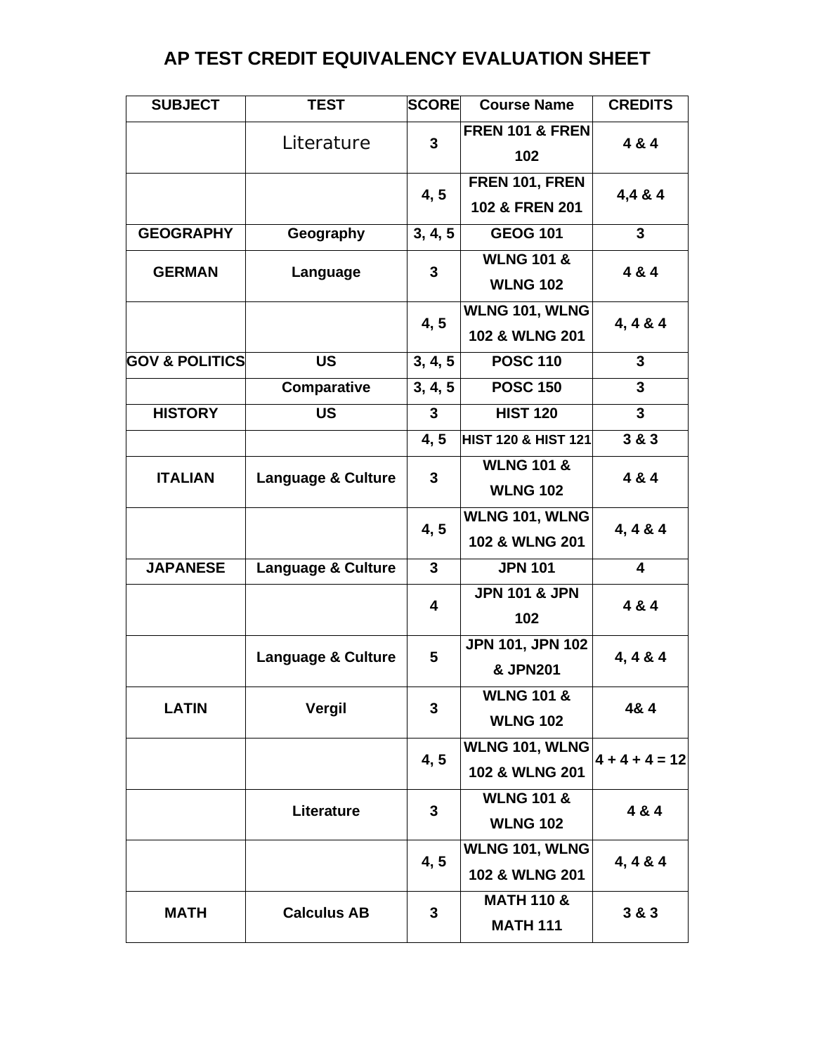# AP TEST CREDIT EQUIVALENCY EVALUATION SHEET

| SUBJECT | TEST | SCORE | Course Name | CREDITS |
|---|---|---|---|---|
| | Literature | 3 | FREN 101 & FREN 102 | 4 & 4 |
| | | 4, 5 | FREN 101, FREN 102 & FREN 201 | 4,4 & 4 |
| GEOGRAPHY | Geography | 3, 4, 5 | GEOG 101 | 3 |
| GERMAN | Language | 3 | WLNG 101 & WLNG 102 | 4 & 4 |
| | | 4, 5 | WLNG 101, WLNG 102 & WLNG 201 | 4, 4 & 4 |
| GOV & POLITICS | US | 3, 4, 5 | POSC 110 | 3 |
| | Comparative | 3, 4, 5 | POSC 150 | 3 |
| HISTORY | US | 3 | HIST 120 | 3 |
| | | 4, 5 | HIST 120 & HIST 121 | 3 & 3 |
| ITALIAN | Language & Culture | 3 | WLNG 101 & WLNG 102 | 4 & 4 |
| | | 4, 5 | WLNG 101, WLNG 102 & WLNG 201 | 4, 4 & 4 |
| JAPANESE | Language & Culture | 3 | JPN 101 | 4 |
| | | 4 | JPN 101 & JPN 102 | 4 & 4 |
| | Language & Culture | 5 | JPN 101, JPN 102 & JPN201 | 4, 4 & 4 |
| LATIN | Vergil | 3 | WLNG 101 & WLNG 102 | 4& 4 |
| | | 4, 5 | WLNG 101, WLNG 102 & WLNG 201 | 4 + 4 + 4 = 12 |
| | Literature | 3 | WLNG 101 & WLNG 102 | 4 & 4 |
| | | 4, 5 | WLNG 101, WLNG 102 & WLNG 201 | 4, 4 & 4 |
| MATH | Calculus AB | 3 | MATH 110 & MATH 111 | 3 & 3 |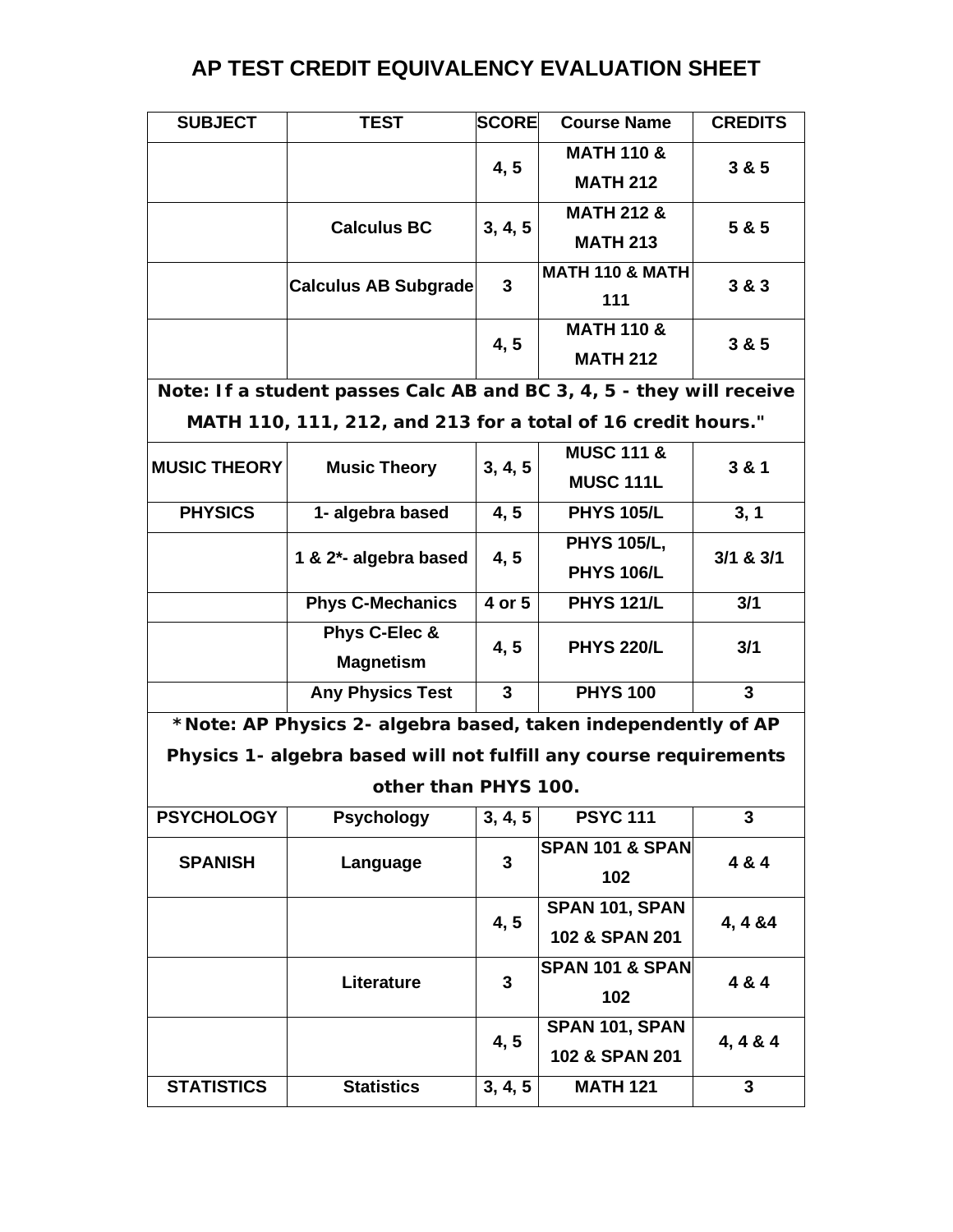# AP TEST CREDIT EQUIVALENCY EVALUATION SHEET

| SUBJECT | TEST | SCORE | Course Name | CREDITS |
|---|---|---|---|---|
| | | 4, 5 | MATH 110 & MATH 212 | 3 & 5 |
| | Calculus BC | 3, 4, 5 | MATH 212 & MATH 213 | 5 & 5 |
| | Calculus AB Subgrade | 3 | MATH 110 & MATH 111 | 3 & 3 |
| | | 4, 5 | MATH 110 & MATH 212 | 3 & 5 |
| Note: If a student passes Calc AB and BC 3, 4, 5 - they will receive MATH 110, 111, 212, and 213 for a total of 16 credit hours." | | | | |
| MUSIC THEORY | Music Theory | 3, 4, 5 | MUSC 111 & MUSC 111L | 3 & 1 |
| PHYSICS | 1- algebra based | 4, 5 | PHYS 105/L | 3, 1 |
| | 1 & 2*- algebra based | 4, 5 | PHYS 105/L, PHYS 106/L | 3/1 & 3/1 |
| | Phys C-Mechanics | 4 or 5 | PHYS 121/L | 3/1 |
| | Phys C-Elec & Magnetism | 4, 5 | PHYS 220/L | 3/1 |
| | Any Physics Test | 3 | PHYS 100 | 3 |
| *Note: AP Physics 2- algebra based, taken independently of AP Physics 1- algebra based will not fulfill any course requirements other than PHYS 100. | | | | |
| PSYCHOLOGY | Psychology | 3, 4, 5 | PSYC 111 | 3 |
| SPANISH | Language | 3 | SPAN 101 & SPAN 102 | 4 & 4 |
| | | 4, 5 | SPAN 101, SPAN 102 & SPAN 201 | 4, 4 &4 |
| | Literature | 3 | SPAN 101 & SPAN 102 | 4 & 4 |
| | | 4, 5 | SPAN 101, SPAN 102 & SPAN 201 | 4, 4 & 4 |
| STATISTICS | Statistics | 3, 4, 5 | MATH 121 | 3 |